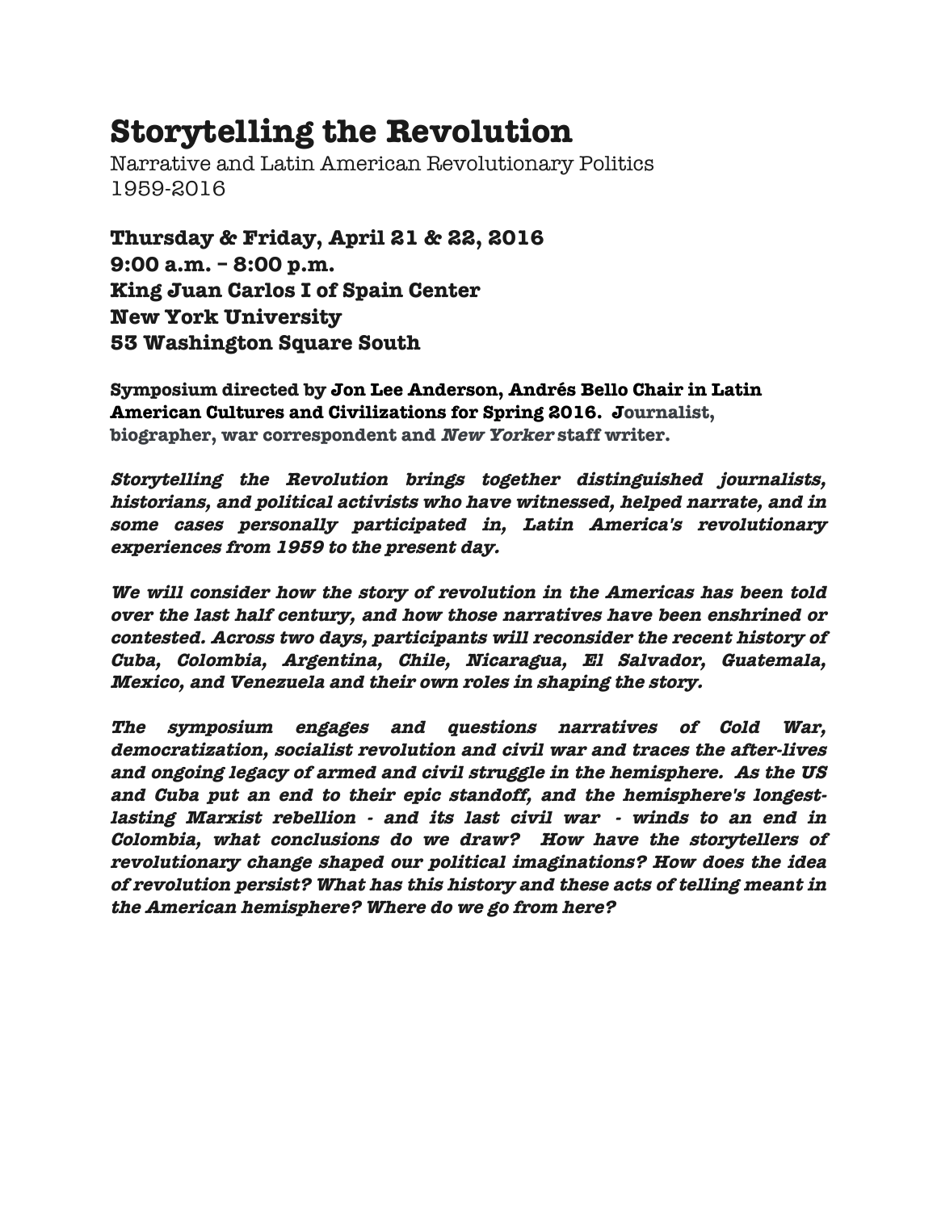# Storytelling the Revolution

Narrative and Latin American Revolutionary Politics
1959-2016

**Thursday & Friday, April 21 & 22, 2016**
**9:00 a.m. – 8:00 p.m.**
**King Juan Carlos I of Spain Center**
**New York University**
**53 Washington Square South**

**Symposium directed by Jon Lee Anderson, Andrés Bello Chair in Latin American Cultures and Civilizations for Spring 2016. Journalist, biographer, war correspondent and *New Yorker* staff writer.**

***Storytelling the Revolution brings together distinguished journalists, historians, and political activists who have witnessed, helped narrate, and in some cases personally participated in, Latin America's revolutionary experiences from 1959 to the present day.***

***We will consider how the story of revolution in the Americas has been told over the last half century, and how those narratives have been enshrined or contested. Across two days, participants will reconsider the recent history of Cuba, Colombia, Argentina, Chile, Nicaragua, El Salvador, Guatemala, Mexico, and Venezuela and their own roles in shaping the story.***

***The symposium engages and questions narratives of Cold War, democratization, socialist revolution and civil war and traces the after-lives and ongoing legacy of armed and civil struggle in the hemisphere. As the US and Cuba put an end to their epic standoff, and the hemisphere's longest-lasting Marxist rebellion - and its last civil war - winds to an end in Colombia, what conclusions do we draw? How have the storytellers of revolutionary change shaped our political imaginations? How does the idea of revolution persist? What has this history and these acts of telling meant in the American hemisphere? Where do we go from here?***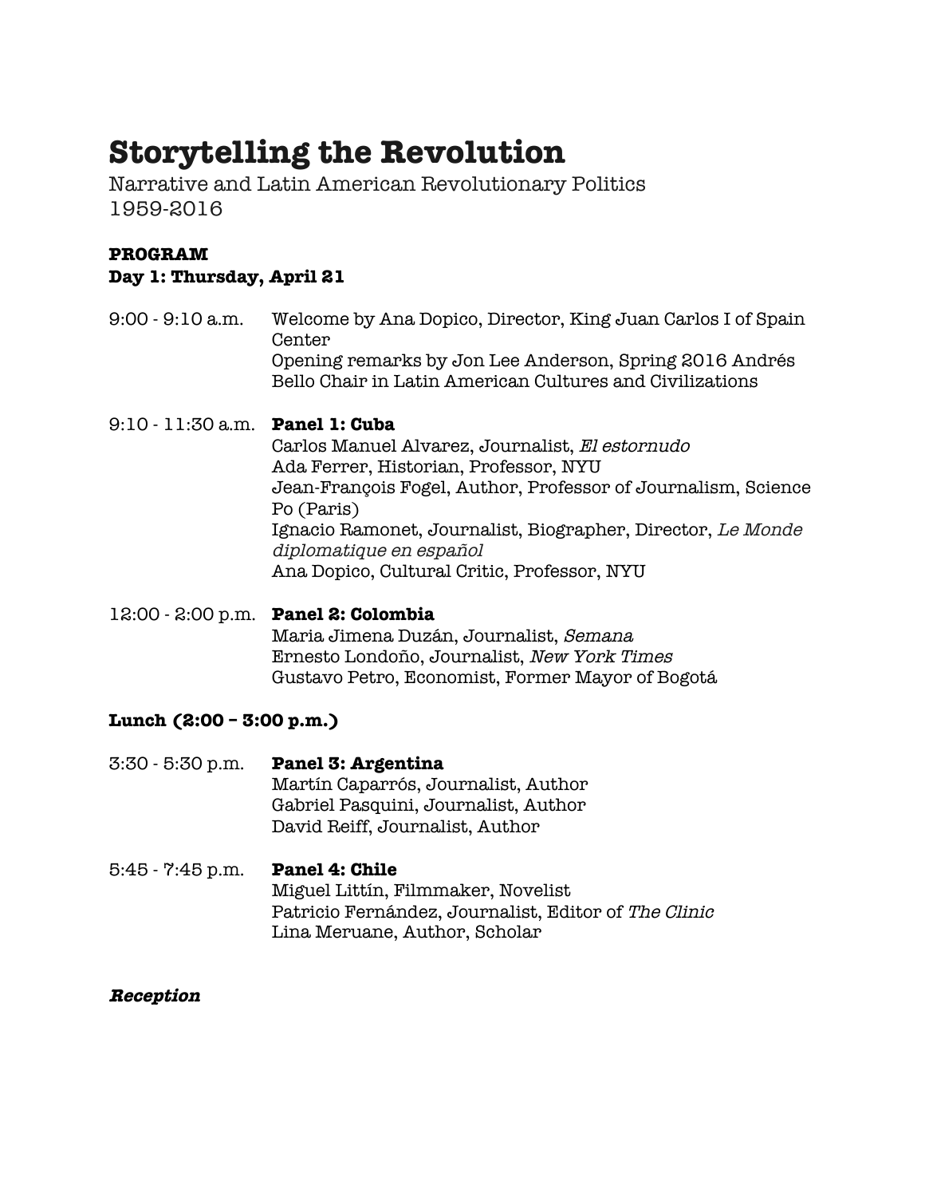# Storytelling the Revolution

Narrative and Latin American Revolutionary Politics
1959-2016

**PROGRAM**
**Day 1: Thursday, April 21**

9:00 - 9:10 a.m. Welcome by Ana Dopico, Director, King Juan Carlos I of Spain Center
Opening remarks by Jon Lee Anderson, Spring 2016 Andrés Bello Chair in Latin American Cultures and Civilizations

9:10 - 11:30 a.m. **Panel 1: Cuba**
Carlos Manuel Alvarez, Journalist, *El estornudo*
Ada Ferrer, Historian, Professor, NYU
Jean-François Fogel, Author, Professor of Journalism, Science Po (Paris)
Ignacio Ramonet, Journalist, Biographer, Director, *Le Monde diplomatique en español*
Ana Dopico, Cultural Critic, Professor, NYU

12:00 - 2:00 p.m. **Panel 2: Colombia**
Maria Jimena Duzán, Journalist, *Semana*
Ernesto Londoño, Journalist, *New York Times*
Gustavo Petro, Economist, Former Mayor of Bogotá

**Lunch (2:00 – 3:00 p.m.)**

3:30 - 5:30 p.m. **Panel 3: Argentina**
Martín Caparrós, Journalist, Author
Gabriel Pasquini, Journalist, Author
David Reiff, Journalist, Author

5:45 - 7:45 p.m. **Panel 4: Chile**
Miguel Littín, Filmmaker, Novelist
Patricio Fernández, Journalist, Editor of *The Clinic*
Lina Meruane, Author, Scholar

***Reception***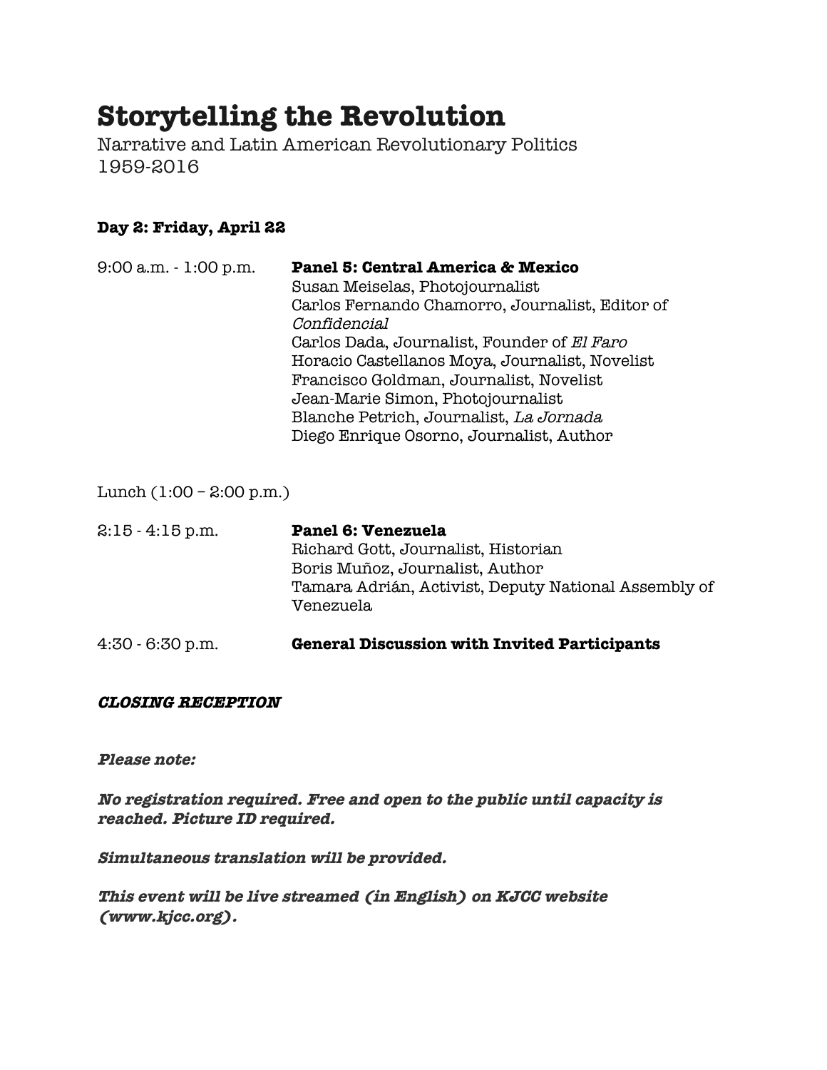# Storytelling the Revolution

Narrative and Latin American Revolutionary Politics
1959-2016

**Day 2: Friday, April 22**

9:00 a.m. - 1:00 p.m. **Panel 5: Central America & Mexico**
Susan Meiselas, Photojournalist
Carlos Fernando Chamorro, Journalist, Editor of *Confidencial*
Carlos Dada, Journalist, Founder of *El Faro*
Horacio Castellanos Moya, Journalist, Novelist
Francisco Goldman, Journalist, Novelist
Jean-Marie Simon, Photojournalist
Blanche Petrich, Journalist, *La Jornada*
Diego Enrique Osorno, Journalist, Author

Lunch (1:00 – 2:00 p.m.)

2:15 - 4:15 p.m. **Panel 6: Venezuela**
Richard Gott, Journalist, Historian
Boris Muñoz, Journalist, Author
Tamara Adrián, Activist, Deputy National Assembly of Venezuela

4:30 - 6:30 p.m. **General Discussion with Invited Participants**

***CLOSING RECEPTION***

***Please note:***

***No registration required. Free and open to the public until capacity is reached. Picture ID required.***

***Simultaneous translation will be provided.***

***This event will be live streamed (in English) on KJCC website (www.kjcc.org).***